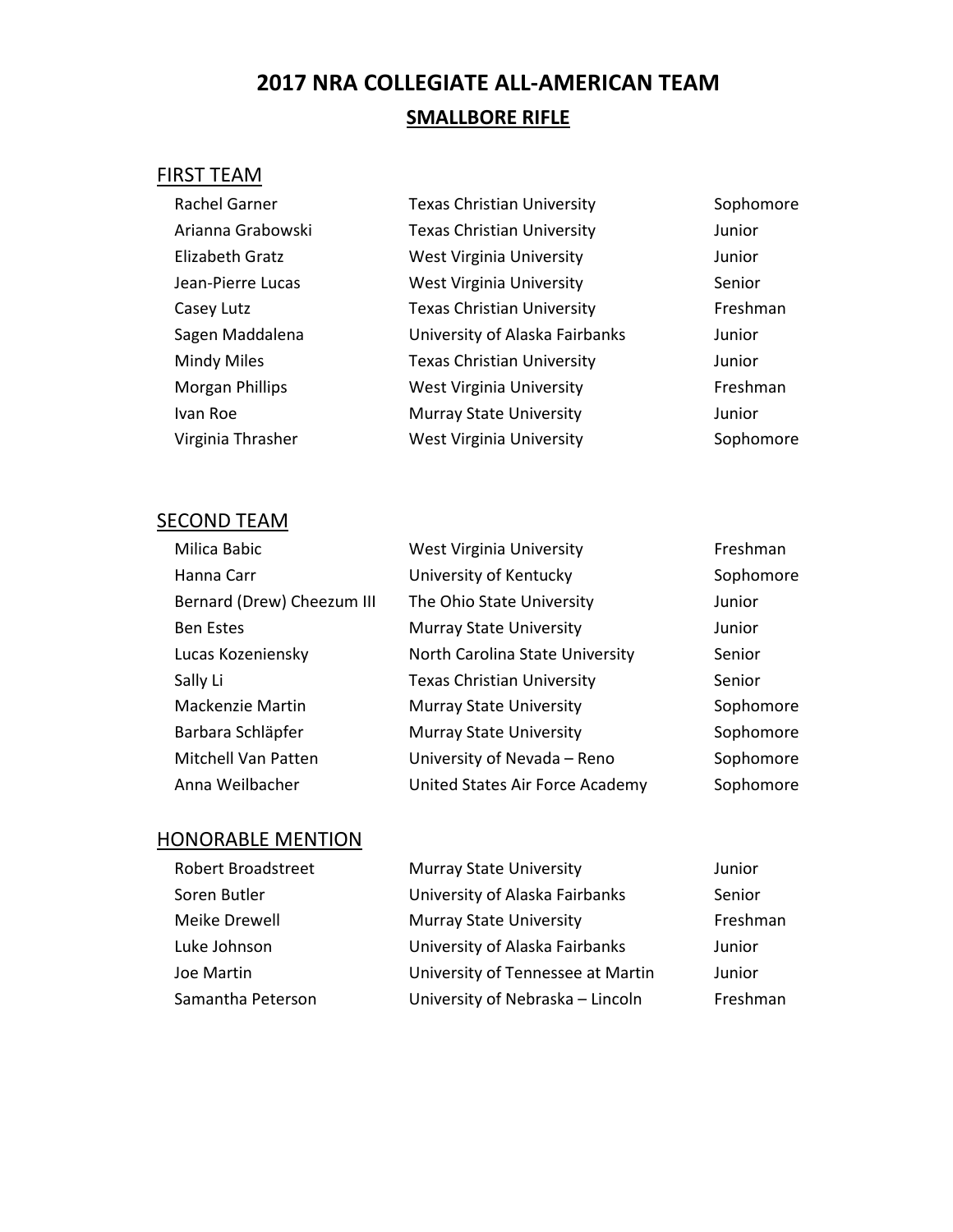# 2017 NRA COLLEGIATE ALL-AMERICAN TEAM

## SMALLBORE RIFLE

### FIRST TEAM

| | | |
|---|---|---|
| Rachel Garner | Texas Christian University | Sophomore |
| Arianna Grabowski | Texas Christian University | Junior |
| Elizabeth Gratz | West Virginia University | Junior |
| Jean-Pierre Lucas | West Virginia University | Senior |
| Casey Lutz | Texas Christian University | Freshman |
| Sagen Maddalena | University of Alaska Fairbanks | Junior |
| Mindy Miles | Texas Christian University | Junior |
| Morgan Phillips | West Virginia University | Freshman |
| Ivan Roe | Murray State University | Junior |
| Virginia Thrasher | West Virginia University | Sophomore |

### SECOND TEAM

| | | |
|---|---|---|
| Milica Babic | West Virginia University | Freshman |
| Hanna Carr | University of Kentucky | Sophomore |
| Bernard (Drew) Cheezum III | The Ohio State University | Junior |
| Ben Estes | Murray State University | Junior |
| Lucas Kozeniensky | North Carolina State University | Senior |
| Sally Li | Texas Christian University | Senior |
| Mackenzie Martin | Murray State University | Sophomore |
| Barbara Schläpfer | Murray State University | Sophomore |
| Mitchell Van Patten | University of Nevada – Reno | Sophomore |
| Anna Weilbacher | United States Air Force Academy | Sophomore |

### HONORABLE MENTION

| | | |
|---|---|---|
| Robert Broadstreet | Murray State University | Junior |
| Soren Butler | University of Alaska Fairbanks | Senior |
| Meike Drewell | Murray State University | Freshman |
| Luke Johnson | University of Alaska Fairbanks | Junior |
| Joe Martin | University of Tennessee at Martin | Junior |
| Samantha Peterson | University of Nebraska – Lincoln | Freshman |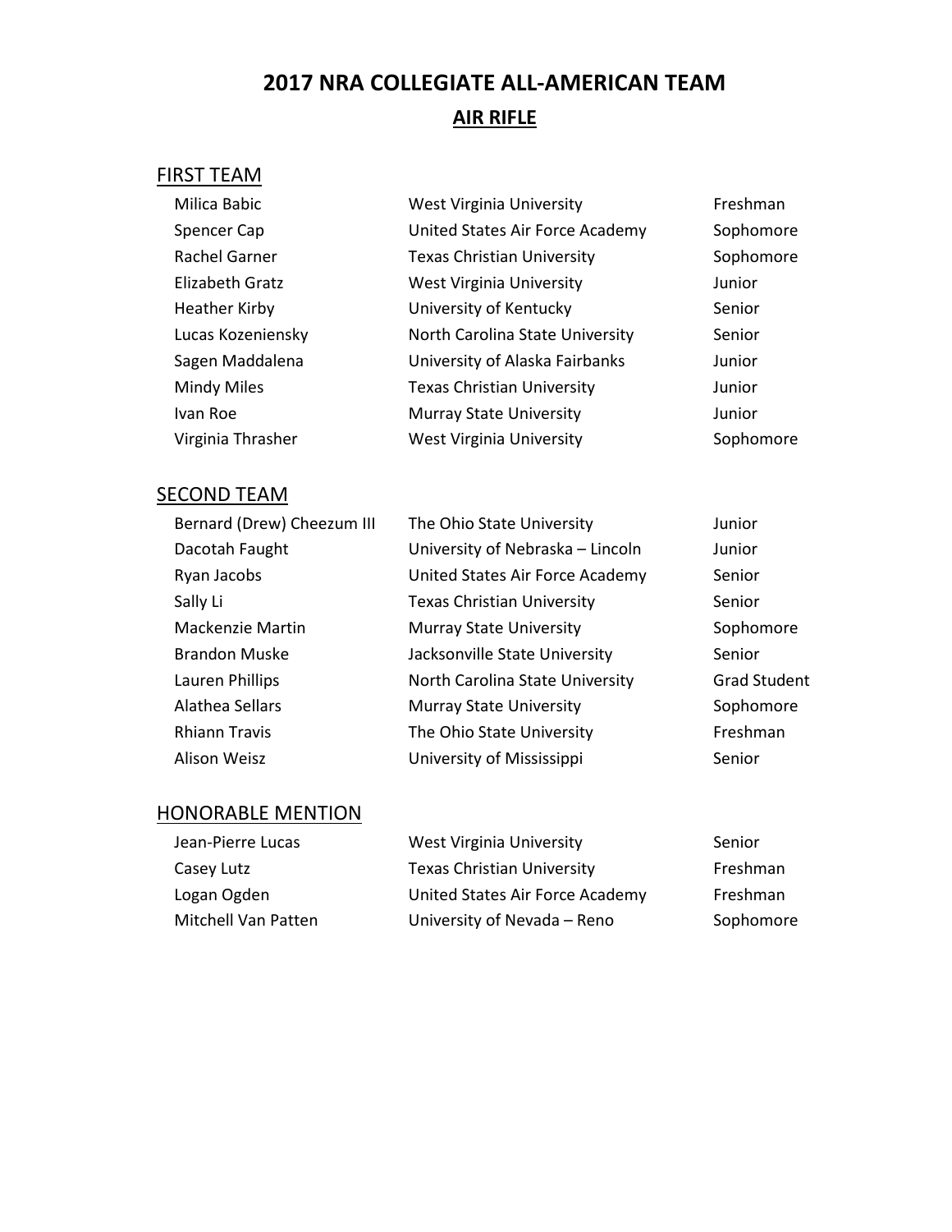# 2017 NRA COLLEGIATE ALL-AMERICAN TEAM

## AIR RIFLE

### FIRST TEAM

| Name | School | Class |
|---|---|---|
| Milica Babic | West Virginia University | Freshman |
| Spencer Cap | United States Air Force Academy | Sophomore |
| Rachel Garner | Texas Christian University | Sophomore |
| Elizabeth Gratz | West Virginia University | Junior |
| Heather Kirby | University of Kentucky | Senior |
| Lucas Kozeniensky | North Carolina State University | Senior |
| Sagen Maddalena | University of Alaska Fairbanks | Junior |
| Mindy Miles | Texas Christian University | Junior |
| Ivan Roe | Murray State University | Junior |
| Virginia Thrasher | West Virginia University | Sophomore |

### SECOND TEAM

| Name | School | Class |
|---|---|---|
| Bernard (Drew) Cheezum III | The Ohio State University | Junior |
| Dacotah Faught | University of Nebraska – Lincoln | Junior |
| Ryan Jacobs | United States Air Force Academy | Senior |
| Sally Li | Texas Christian University | Senior |
| Mackenzie Martin | Murray State University | Sophomore |
| Brandon Muske | Jacksonville State University | Senior |
| Lauren Phillips | North Carolina State University | Grad Student |
| Alathea Sellars | Murray State University | Sophomore |
| Rhiann Travis | The Ohio State University | Freshman |
| Alison Weisz | University of Mississippi | Senior |

### HONORABLE MENTION

| Name | School | Class |
|---|---|---|
| Jean-Pierre Lucas | West Virginia University | Senior |
| Casey Lutz | Texas Christian University | Freshman |
| Logan Ogden | United States Air Force Academy | Freshman |
| Mitchell Van Patten | University of Nevada – Reno | Sophomore |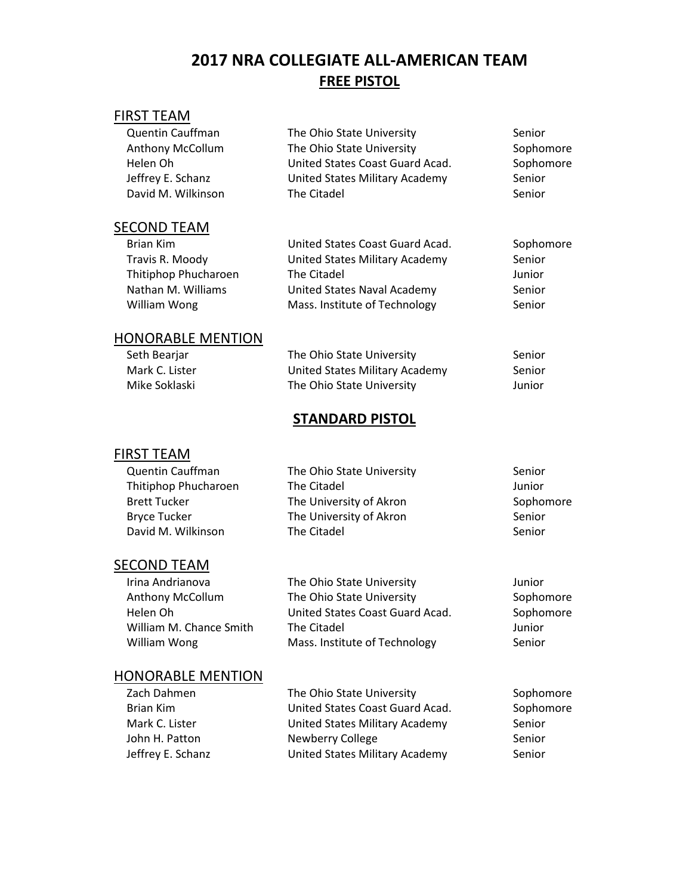# 2017 NRA COLLEGIATE ALL-AMERICAN TEAM

## FREE PISTOL

### FIRST TEAM

| | | |
|---|---|---|
| Quentin Cauffman | The Ohio State University | Senior |
| Anthony McCollum | The Ohio State University | Sophomore |
| Helen Oh | United States Coast Guard Acad. | Sophomore |
| Jeffrey E. Schanz | United States Military Academy | Senior |
| David M. Wilkinson | The Citadel | Senior |

### SECOND TEAM

| | | |
|---|---|---|
| Brian Kim | United States Coast Guard Acad. | Sophomore |
| Travis R. Moody | United States Military Academy | Senior |
| Thitiphop Phucharoen | The Citadel | Junior |
| Nathan M. Williams | United States Naval Academy | Senior |
| William Wong | Mass. Institute of Technology | Senior |

### HONORABLE MENTION

| | | |
|---|---|---|
| Seth Bearjar | The Ohio State University | Senior |
| Mark C. Lister | United States Military Academy | Senior |
| Mike Soklaski | The Ohio State University | Junior |

## STANDARD PISTOL

### FIRST TEAM

| | | |
|---|---|---|
| Quentin Cauffman | The Ohio State University | Senior |
| Thitiphop Phucharoen | The Citadel | Junior |
| Brett Tucker | The University of Akron | Sophomore |
| Bryce Tucker | The University of Akron | Senior |
| David M. Wilkinson | The Citadel | Senior |

### SECOND TEAM

| | | |
|---|---|---|
| Irina Andrianova | The Ohio State University | Junior |
| Anthony McCollum | The Ohio State University | Sophomore |
| Helen Oh | United States Coast Guard Acad. | Sophomore |
| William M. Chance Smith | The Citadel | Junior |
| William Wong | Mass. Institute of Technology | Senior |

### HONORABLE MENTION

| | | |
|---|---|---|
| Zach Dahmen | The Ohio State University | Sophomore |
| Brian Kim | United States Coast Guard Acad. | Sophomore |
| Mark C. Lister | United States Military Academy | Senior |
| John H. Patton | Newberry College | Senior |
| Jeffrey E. Schanz | United States Military Academy | Senior |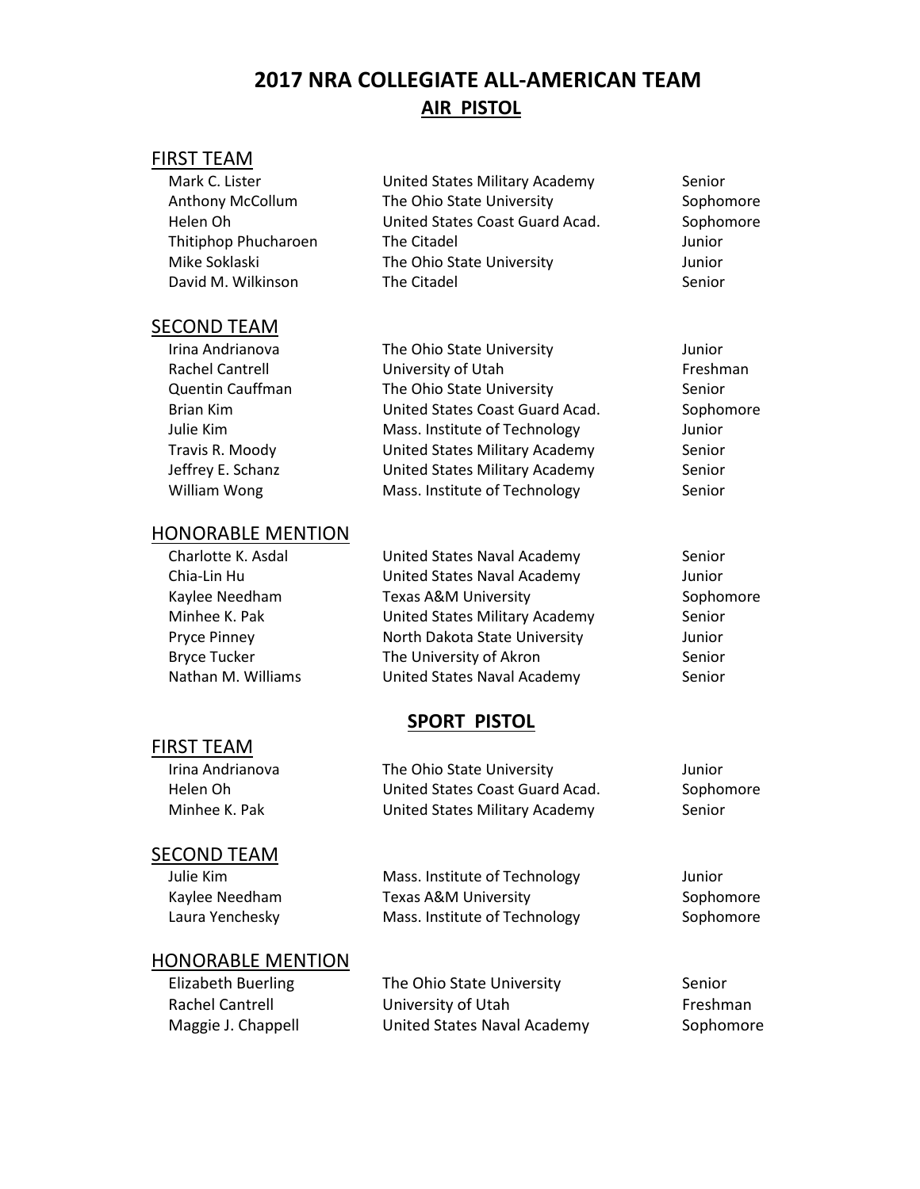# 2017 NRA COLLEGIATE ALL-AMERICAN TEAM

## AIR PISTOL

### FIRST TEAM

| Name | School | Class |
|---|---|---|
| Mark C. Lister | United States Military Academy | Senior |
| Anthony McCollum | The Ohio State University | Sophomore |
| Helen Oh | United States Coast Guard Acad. | Sophomore |
| Thitiphop Phucharoen | The Citadel | Junior |
| Mike Soklaski | The Ohio State University | Junior |
| David M. Wilkinson | The Citadel | Senior |

### SECOND TEAM

| Name | School | Class |
|---|---|---|
| Irina Andrianova | The Ohio State University | Junior |
| Rachel Cantrell | University of Utah | Freshman |
| Quentin Cauffman | The Ohio State University | Senior |
| Brian Kim | United States Coast Guard Acad. | Sophomore |
| Julie Kim | Mass. Institute of Technology | Junior |
| Travis R. Moody | United States Military Academy | Senior |
| Jeffrey E. Schanz | United States Military Academy | Senior |
| William Wong | Mass. Institute of Technology | Senior |

### HONORABLE MENTION

| Name | School | Class |
|---|---|---|
| Charlotte K. Asdal | United States Naval Academy | Senior |
| Chia-Lin Hu | United States Naval Academy | Junior |
| Kaylee Needham | Texas A&M University | Sophomore |
| Minhee K. Pak | United States Military Academy | Senior |
| Pryce Pinney | North Dakota State University | Junior |
| Bryce Tucker | The University of Akron | Senior |
| Nathan M. Williams | United States Naval Academy | Senior |

## SPORT PISTOL

### FIRST TEAM

| Name | School | Class |
|---|---|---|
| Irina Andrianova | The Ohio State University | Junior |
| Helen Oh | United States Coast Guard Acad. | Sophomore |
| Minhee K. Pak | United States Military Academy | Senior |

### SECOND TEAM

| Name | School | Class |
|---|---|---|
| Julie Kim | Mass. Institute of Technology | Junior |
| Kaylee Needham | Texas A&M University | Sophomore |
| Laura Yenchesky | Mass. Institute of Technology | Sophomore |

### HONORABLE MENTION

| Name | School | Class |
|---|---|---|
| Elizabeth Buerling | The Ohio State University | Senior |
| Rachel Cantrell | University of Utah | Freshman |
| Maggie J. Chappell | United States Naval Academy | Sophomore |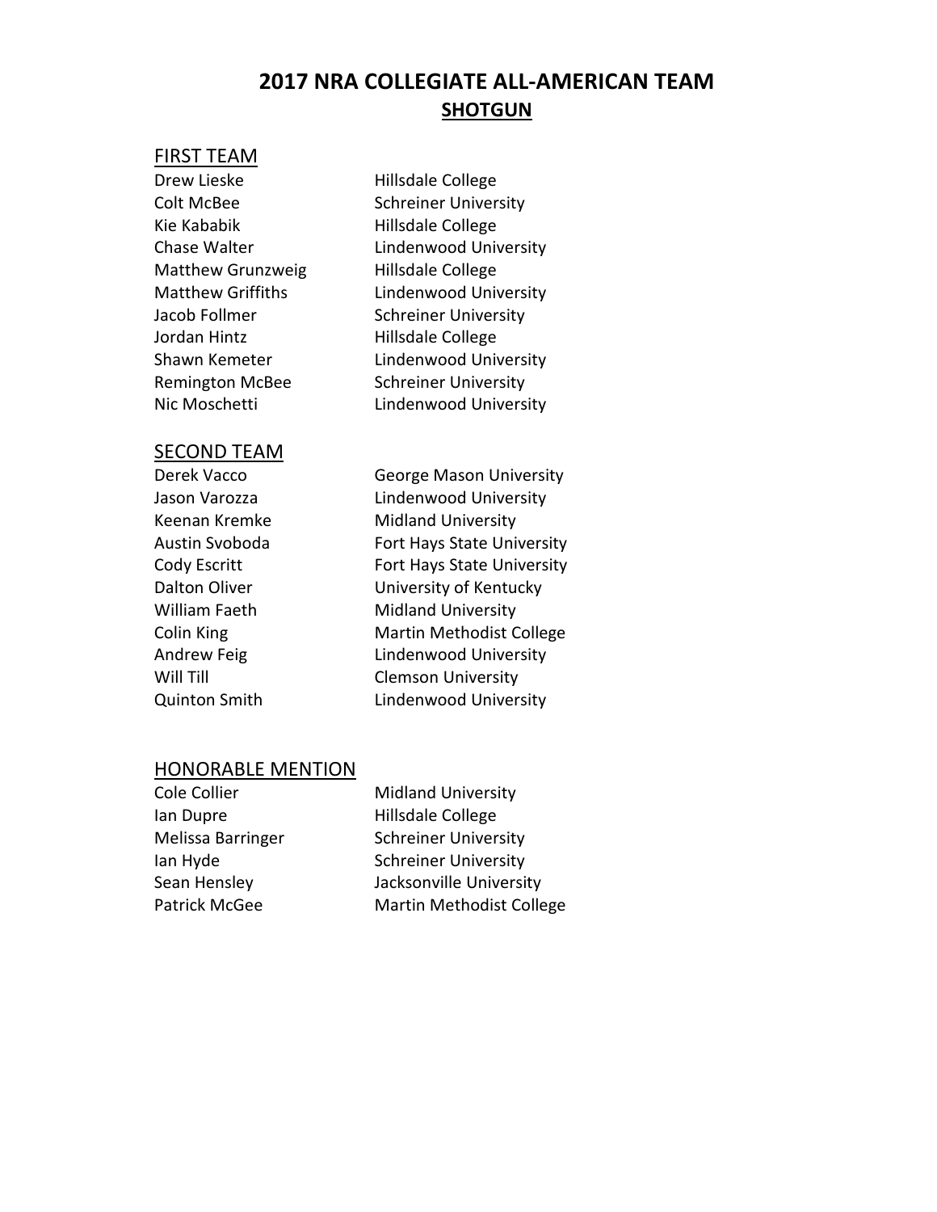# 2017 NRA COLLEGIATE ALL-AMERICAN TEAM

## SHOTGUN

### FIRST TEAM

| | |
|---|---|
| Drew Lieske | Hillsdale College |
| Colt McBee | Schreiner University |
| Kie Kababik | Hillsdale College |
| Chase Walter | Lindenwood University |
| Matthew Grunzweig | Hillsdale College |
| Matthew Griffiths | Lindenwood University |
| Jacob Follmer | Schreiner University |
| Jordan Hintz | Hillsdale College |
| Shawn Kemeter | Lindenwood University |
| Remington McBee | Schreiner University |
| Nic Moschetti | Lindenwood University |

### SECOND TEAM

| | |
|---|---|
| Derek Vacco | George Mason University |
| Jason Varozza | Lindenwood University |
| Keenan Kremke | Midland University |
| Austin Svoboda | Fort Hays State University |
| Cody Escritt | Fort Hays State University |
| Dalton Oliver | University of Kentucky |
| William Faeth | Midland University |
| Colin King | Martin Methodist College |
| Andrew Feig | Lindenwood University |
| Will Till | Clemson University |
| Quinton Smith | Lindenwood University |

### HONORABLE MENTION

| | |
|---|---|
| Cole Collier | Midland University |
| Ian Dupre | Hillsdale College |
| Melissa Barringer | Schreiner University |
| Ian Hyde | Schreiner University |
| Sean Hensley | Jacksonville University |
| Patrick McGee | Martin Methodist College |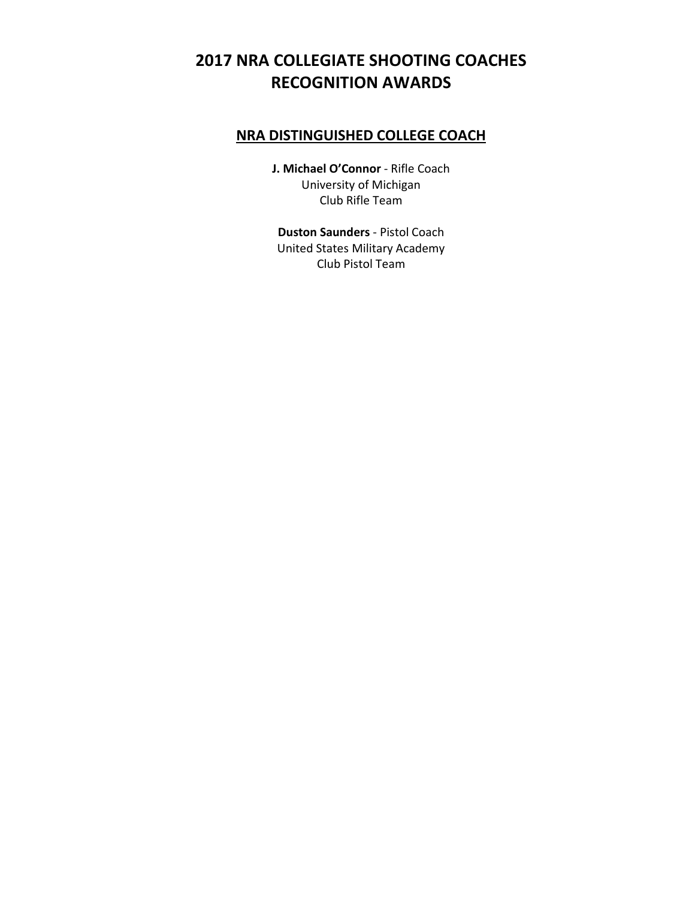# 2017 NRA COLLEGIATE SHOOTING COACHES RECOGNITION AWARDS

## NRA DISTINGUISHED COLLEGE COACH

**J. Michael O'Connor** - Rifle Coach
University of Michigan
Club Rifle Team

**Duston Saunders** - Pistol Coach
United States Military Academy
Club Pistol Team